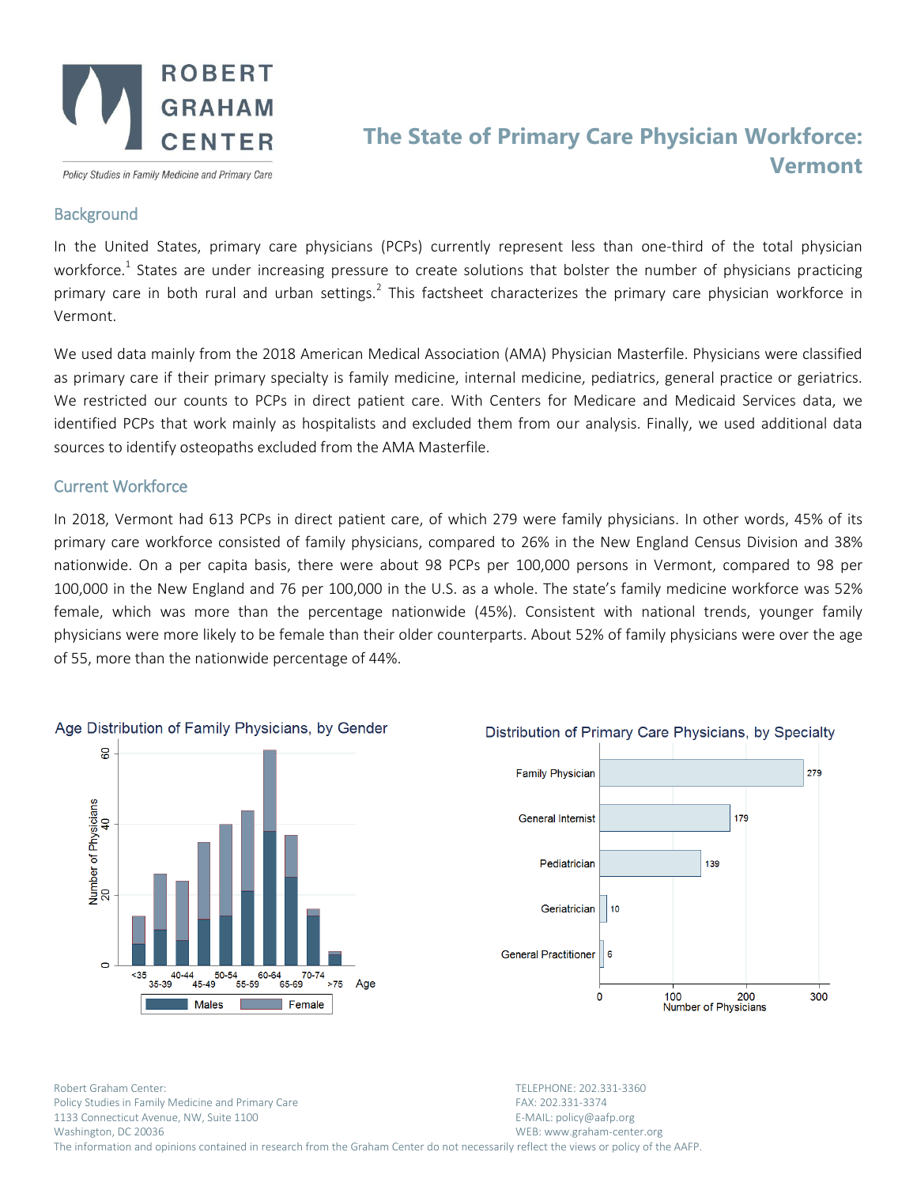# The State of Primary Care Physician Workforce: Vermont

ROBERT GRAHAM CENTER

*Policy Studies in Family Medicine and Primary Care*

## Background

In the United States, primary care physicians (PCPs) currently represent less than one-third of the total physician workforce.[1] States are under increasing pressure to create solutions that bolster the number of physicians practicing primary care in both rural and urban settings.[2] This factsheet characterizes the primary care physician workforce in Vermont.

We used data mainly from the 2018 American Medical Association (AMA) Physician Masterfile. Physicians were classified as primary care if their primary specialty is family medicine, internal medicine, pediatrics, general practice or geriatrics. We restricted our counts to PCPs in direct patient care. With Centers for Medicare and Medicaid Services data, we identified PCPs that work mainly as hospitalists and excluded them from our analysis. Finally, we used additional data sources to identify osteopaths excluded from the AMA Masterfile.

## Current Workforce

In 2018, Vermont had 613 PCPs in direct patient care, of which 279 were family physicians. In other words, 45% of its primary care workforce consisted of family physicians, compared to 26% in the New England Census Division and 38% nationwide. On a per capita basis, there were about 98 PCPs per 100,000 persons in Vermont, compared to 98 per 100,000 in the New England and 76 per 100,000 in the U.S. as a whole. The state's family medicine workforce was 52% female, which was more than the percentage nationwide (45%). Consistent with national trends, younger family physicians were more likely to be female than their older counterparts. About 52% of family physicians were over the age of 55, more than the nationwide percentage of 44%.

**Age Distribution of Family Physicians, by Gender**

**Distribution of Primary Care Physicians, by Specialty**

| Specialty | Number of Physicians |
|---|---|
| Family Physician | 279 |
| General Internist | 179 |
| Pediatrician | 139 |
| Geriatrician | 10 |
| General Practitioner | 6 |

Robert Graham Center:
Policy Studies in Family Medicine and Primary Care
1133 Connecticut Avenue, NW, Suite 1100
Washington, DC 20036

TELEPHONE: 202.331-3360
FAX: 202.331-3374
E-MAIL: policy@aafp.org
WEB: www.graham-center.org

The information and opinions contained in research from the Graham Center do not necessarily reflect the views or policy of the AAFP.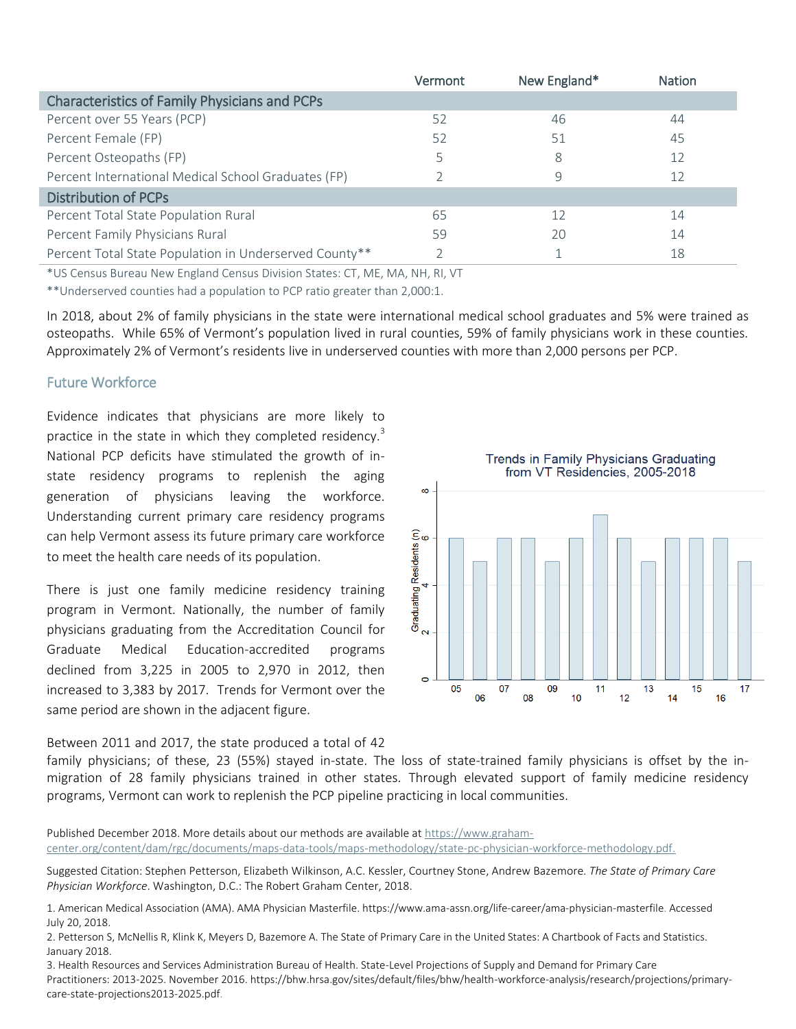| | Vermont | New England* | Nation |
|---|---|---|---|
| **Characteristics of Family Physicians and PCPs** | | | |
| Percent over 55 Years (PCP) | 52 | 46 | 44 |
| Percent Female (FP) | 52 | 51 | 45 |
| Percent Osteopaths (FP) | 5 | 8 | 12 |
| Percent International Medical School Graduates (FP) | 2 | 9 | 12 |
| **Distribution of PCPs** | | | |
| Percent Total State Population Rural | 65 | 12 | 14 |
| Percent Family Physicians Rural | 59 | 20 | 14 |
| Percent Total State Population in Underserved County** | 2 | 1 | 18 |

*US Census Bureau New England Census Division States: CT, ME, MA, NH, RI, VT

**Underserved counties had a population to PCP ratio greater than 2,000:1.

In 2018, about 2% of family physicians in the state were international medical school graduates and 5% were trained as osteopaths. While 65% of Vermont's population lived in rural counties, 59% of family physicians work in these counties. Approximately 2% of Vermont's residents live in underserved counties with more than 2,000 persons per PCP.

## Future Workforce

Evidence indicates that physicians are more likely to practice in the state in which they completed residency.[3] National PCP deficits have stimulated the growth of in-state residency programs to replenish the aging generation of physicians leaving the workforce. Understanding current primary care residency programs can help Vermont assess its future primary care workforce to meet the health care needs of its population.

There is just one family medicine residency training program in Vermont. Nationally, the number of family physicians graduating from the Accreditation Council for Graduate Medical Education-accredited programs declined from 3,225 in 2005 to 2,970 in 2012, then increased to 3,383 by 2017. Trends for Vermont over the same period are shown in the adjacent figure.

Trends in Family Physicians Graduating from VT Residencies, 2005-2018

Graduating Residents (n)

0
2
4
6
8

05 06 07 08 09 10 11 12 13 14 15 16 17

Between 2011 and 2017, the state produced a total of 42 family physicians; of these, 23 (55%) stayed in-state. The loss of state-trained family physicians is offset by the in-migration of 28 family physicians trained in other states. Through elevated support of family medicine residency programs, Vermont can work to replenish the PCP pipeline practicing in local communities.

Published December 2018. More details about our methods are available at https://www.graham-center.org/content/dam/rgc/documents/maps-data-tools/maps-methodology/state-pc-physician-workforce-methodology.pdf.

Suggested Citation: Stephen Petterson, Elizabeth Wilkinson, A.C. Kessler, Courtney Stone, Andrew Bazemore. *The State of Primary Care Physician Workforce*. Washington, D.C.: The Robert Graham Center, 2018.

1. American Medical Association (AMA). AMA Physician Masterfile. https://www.ama-assn.org/life-career/ama-physician-masterfile. Accessed July 20, 2018.
2. Petterson S, McNellis R, Klink K, Meyers D, Bazemore A. The State of Primary Care in the United States: A Chartbook of Facts and Statistics. January 2018.
3. Health Resources and Services Administration Bureau of Health. State-Level Projections of Supply and Demand for Primary Care Practitioners: 2013-2025. November 2016. https://bhw.hrsa.gov/sites/default/files/bhw/health-workforce-analysis/research/projections/primary-care-state-projections2013-2025.pdf.